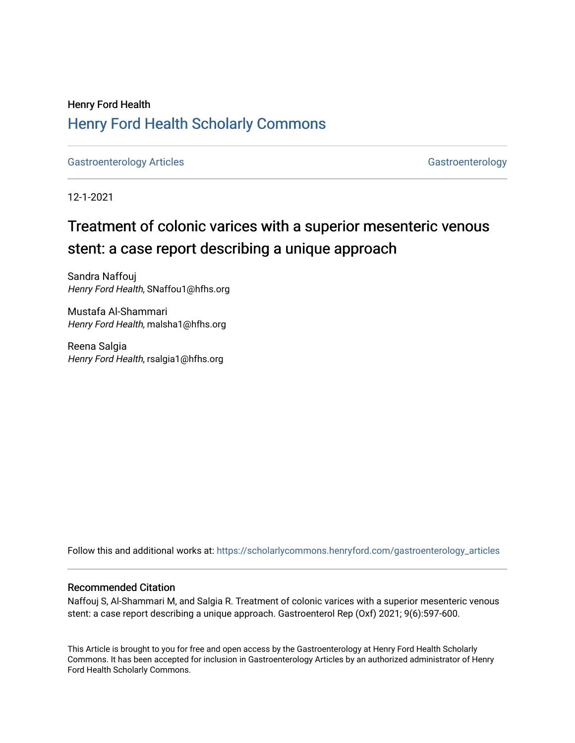Henry Ford Health

# Henry Ford Health Scholarly Commons

Gastroenterology Articles | Gastroenterology

12-1-2021

# Treatment of colonic varices with a superior mesenteric venous stent: a case report describing a unique approach

Sandra Naffouj
*Henry Ford Health*, SNaffou1@hfhs.org

Mustafa Al-Shammari
*Henry Ford Health*, malsha1@hfhs.org

Reena Salgia
*Henry Ford Health*, rsalgia1@hfhs.org

Follow this and additional works at: https://scholarlycommons.henryford.com/gastroenterology_articles

## Recommended Citation

Naffouj S, Al-Shammari M, and Salgia R. Treatment of colonic varices with a superior mesenteric venous stent: a case report describing a unique approach. Gastroenterol Rep (Oxf) 2021; 9(6):597-600.

This Article is brought to you for free and open access by the Gastroenterology at Henry Ford Health Scholarly Commons. It has been accepted for inclusion in Gastroenterology Articles by an authorized administrator of Henry Ford Health Scholarly Commons.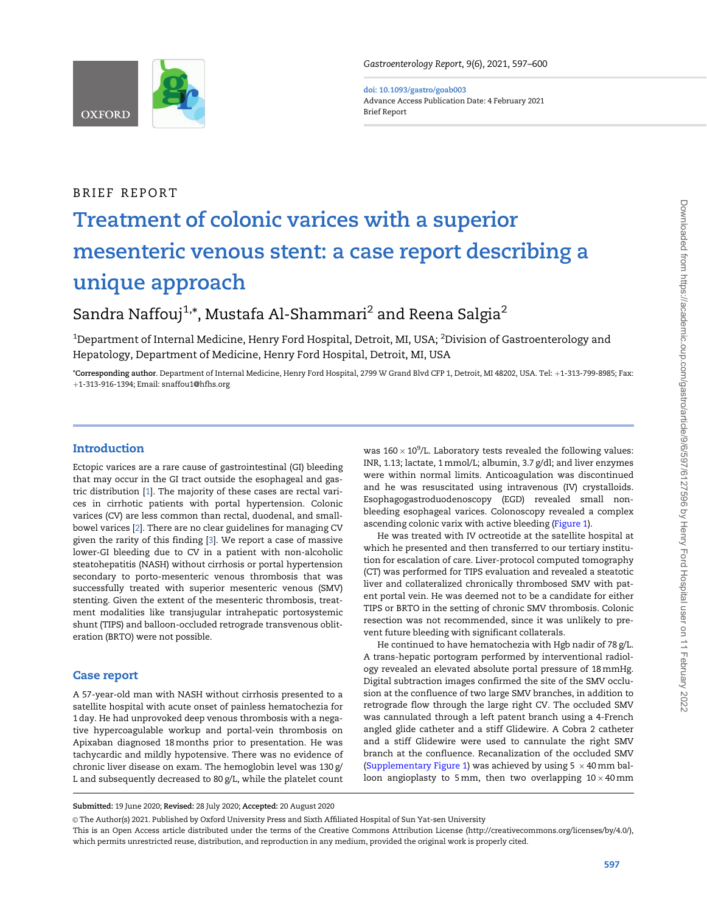BRIEF REPORT

# Treatment of colonic varices with a superior mesenteric venous stent: a case report describing a unique approach

Sandra Naffouj[1,*], Mustafa Al-Shammari[2] and Reena Salgia[2]

[1]Department of Internal Medicine, Henry Ford Hospital, Detroit, MI, USA; [2]Division of Gastroenterology and Hepatology, Department of Medicine, Henry Ford Hospital, Detroit, MI, USA

*Corresponding author. Department of Internal Medicine, Henry Ford Hospital, 2799 W Grand Blvd CFP 1, Detroit, MI 48202, USA. Tel: +1-313-799-8985; Fax: +1-313-916-1394; Email: snaffou1@hfhs.org

## Introduction

Ectopic varices are a rare cause of gastrointestinal (GI) bleeding that may occur in the GI tract outside the esophageal and gastric distribution [1]. The majority of these cases are rectal varices in cirrhotic patients with portal hypertension. Colonic varices (CV) are less common than rectal, duodenal, and small-bowel varices [2]. There are no clear guidelines for managing CV given the rarity of this finding [3]. We report a case of massive lower-GI bleeding due to CV in a patient with non-alcoholic steatohepatitis (NASH) without cirrhosis or portal hypertension secondary to porto-mesenteric venous thrombosis that was successfully treated with superior mesenteric venous (SMV) stenting. Given the extent of the mesenteric thrombosis, treatment modalities like transjugular intrahepatic portosystemic shunt (TIPS) and balloon-occluded retrograde transvenous obliteration (BRTO) were not possible.

## Case report

A 57-year-old man with NASH without cirrhosis presented to a satellite hospital with acute onset of painless hematochezia for 1 day. He had unprovoked deep venous thrombosis with a negative hypercoagulable workup and portal-vein thrombosis on Apixaban diagnosed 18 months prior to presentation. He was tachycardic and mildly hypotensive. There was no evidence of chronic liver disease on exam. The hemoglobin level was 130 g/L and subsequently decreased to 80 g/L, while the platelet count was $160 \times 10^9$/L. Laboratory tests revealed the following values: INR, 1.13; lactate, 1 mmol/L; albumin, 3.7 g/dl; and liver enzymes were within normal limits. Anticoagulation was discontinued and he was resuscitated using intravenous (IV) crystalloids. Esophagogastroduodenoscopy (EGD) revealed small non-bleeding esophageal varices. Colonoscopy revealed a complex ascending colonic varix with active bleeding (Figure 1).

He was treated with IV octreotide at the satellite hospital at which he presented and then transferred to our tertiary institution for escalation of care. Liver-protocol computed tomography (CT) was performed for TIPS evaluation and revealed a steatotic liver and collateralized chronically thrombosed SMV with patent portal vein. He was deemed not to be a candidate for either TIPS or BRTO in the setting of chronic SMV thrombosis. Colonic resection was not recommended, since it was unlikely to prevent future bleeding with significant collaterals.

He continued to have hematochezia with Hgb nadir of 78 g/L. A trans-hepatic portogram performed by interventional radiology revealed an elevated absolute portal pressure of 18 mmHg. Digital subtraction images confirmed the site of the SMV occlusion at the confluence of two large SMV branches, in addition to retrograde flow through the large right CV. The occluded SMV was cannulated through a left patent branch using a 4-French angled glide catheter and a stiff Glidewire. A Cobra 2 catheter and a stiff Glidewire were used to cannulate the right SMV branch at the confluence. Recanalization of the occluded SMV (Supplementary Figure 1) was achieved by using $5 \times 40$ mm balloon angioplasty to 5 mm, then two overlapping $10 \times 40$ mm

**Submitted:** 19 June 2020; **Revised:** 28 July 2020; **Accepted:** 20 August 2020

© The Author(s) 2021. Published by Oxford University Press and Sixth Affiliated Hospital of Sun Yat-sen University

This is an Open Access article distributed under the terms of the Creative Commons Attribution License (http://creativecommons.org/licenses/by/4.0/), which permits unrestricted reuse, distribution, and reproduction in any medium, provided the original work is properly cited.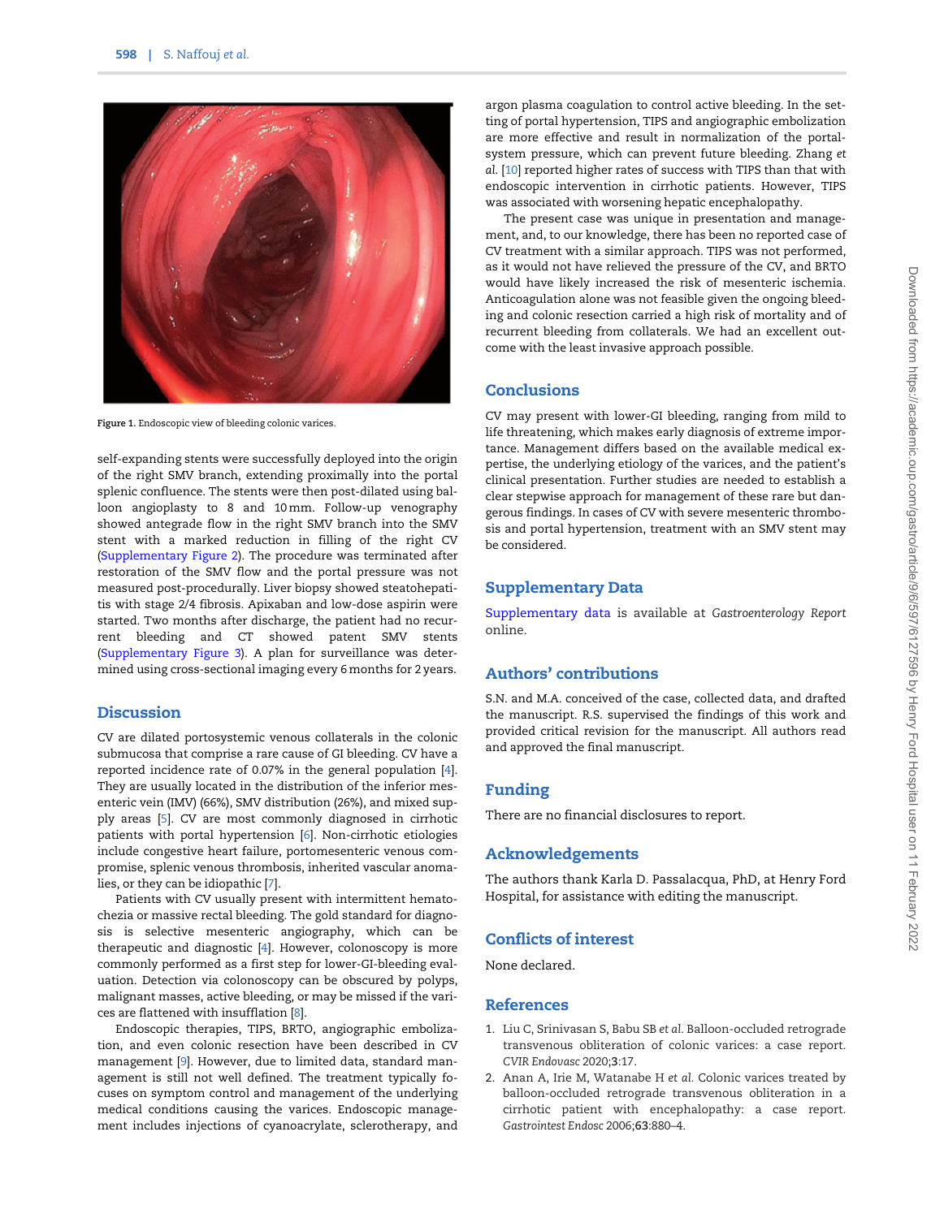Figure 1. Endoscopic view of bleeding colonic varices.

self-expanding stents were successfully deployed into the origin of the right SMV branch, extending proximally into the portal splenic confluence. The stents were then post-dilated using balloon angioplasty to 8 and 10 mm. Follow-up venography showed antegrade flow in the right SMV branch into the SMV stent with a marked reduction in filling of the right CV (Supplementary Figure 2). The procedure was terminated after restoration of the SMV flow and the portal pressure was not measured post-procedurally. Liver biopsy showed steatohepatitis with stage 2/4 fibrosis. Apixaban and low-dose aspirin were started. Two months after discharge, the patient had no recurrent bleeding and CT showed patent SMV stents (Supplementary Figure 3). A plan for surveillance was determined using cross-sectional imaging every 6 months for 2 years.

## Discussion

CV are dilated portosystemic venous collaterals in the colonic submucosa that comprise a rare cause of GI bleeding. CV have a reported incidence rate of 0.07% in the general population [4]. They are usually located in the distribution of the inferior mesenteric vein (IMV) (66%), SMV distribution (26%), and mixed supply areas [5]. CV are most commonly diagnosed in cirrhotic patients with portal hypertension [6]. Non-cirrhotic etiologies include congestive heart failure, portomesenteric venous compromise, splenic venous thrombosis, inherited vascular anomalies, or they can be idiopathic [7].

Patients with CV usually present with intermittent hematochezia or massive rectal bleeding. The gold standard for diagnosis is selective mesenteric angiography, which can be therapeutic and diagnostic [4]. However, colonoscopy is more commonly performed as a first step for lower-GI-bleeding evaluation. Detection via colonoscopy can be obscured by polyps, malignant masses, active bleeding, or may be missed if the varices are flattened with insufflation [8].

Endoscopic therapies, TIPS, BRTO, angiographic embolization, and even colonic resection have been described in CV management [9]. However, due to limited data, standard management is still not well defined. The treatment typically focuses on symptom control and management of the underlying medical conditions causing the varices. Endoscopic management includes injections of cyanoacrylate, sclerotherapy, and argon plasma coagulation to control active bleeding. In the setting of portal hypertension, TIPS and angiographic embolization are more effective and result in normalization of the portal-system pressure, which can prevent future bleeding. Zhang *et al.* [10] reported higher rates of success with TIPS than that with endoscopic intervention in cirrhotic patients. However, TIPS was associated with worsening hepatic encephalopathy.

The present case was unique in presentation and management, and, to our knowledge, there has been no reported case of CV treatment with a similar approach. TIPS was not performed, as it would not have relieved the pressure of the CV, and BRTO would have likely increased the risk of mesenteric ischemia. Anticoagulation alone was not feasible given the ongoing bleeding and colonic resection carried a high risk of mortality and of recurrent bleeding from collaterals. We had an excellent outcome with the least invasive approach possible.

## Conclusions

CV may present with lower-GI bleeding, ranging from mild to life threatening, which makes early diagnosis of extreme importance. Management differs based on the available medical expertise, the underlying etiology of the varices, and the patient's clinical presentation. Further studies are needed to establish a clear stepwise approach for management of these rare but dangerous findings. In cases of CV with severe mesenteric thrombosis and portal hypertension, treatment with an SMV stent may be considered.

## Supplementary Data

Supplementary data is available at *Gastroenterology Report* online.

## Authors' contributions

S.N. and M.A. conceived of the case, collected data, and drafted the manuscript. R.S. supervised the findings of this work and provided critical revision for the manuscript. All authors read and approved the final manuscript.

## Funding

There are no financial disclosures to report.

## Acknowledgements

The authors thank Karla D. Passalacqua, PhD, at Henry Ford Hospital, for assistance with editing the manuscript.

## Conflicts of interest

None declared.

## References

1. Liu C, Srinivasan S, Babu SB *et al.* Balloon-occluded retrograde transvenous obliteration of colonic varices: a case report. *CVIR Endovasc* 2020;3:17.
2. Anan A, Irie M, Watanabe H *et al.* Colonic varices treated by balloon-occluded retrograde transvenous obliteration in a cirrhotic patient with encephalopathy: a case report. *Gastrointest Endosc* 2006;**63**:880–4.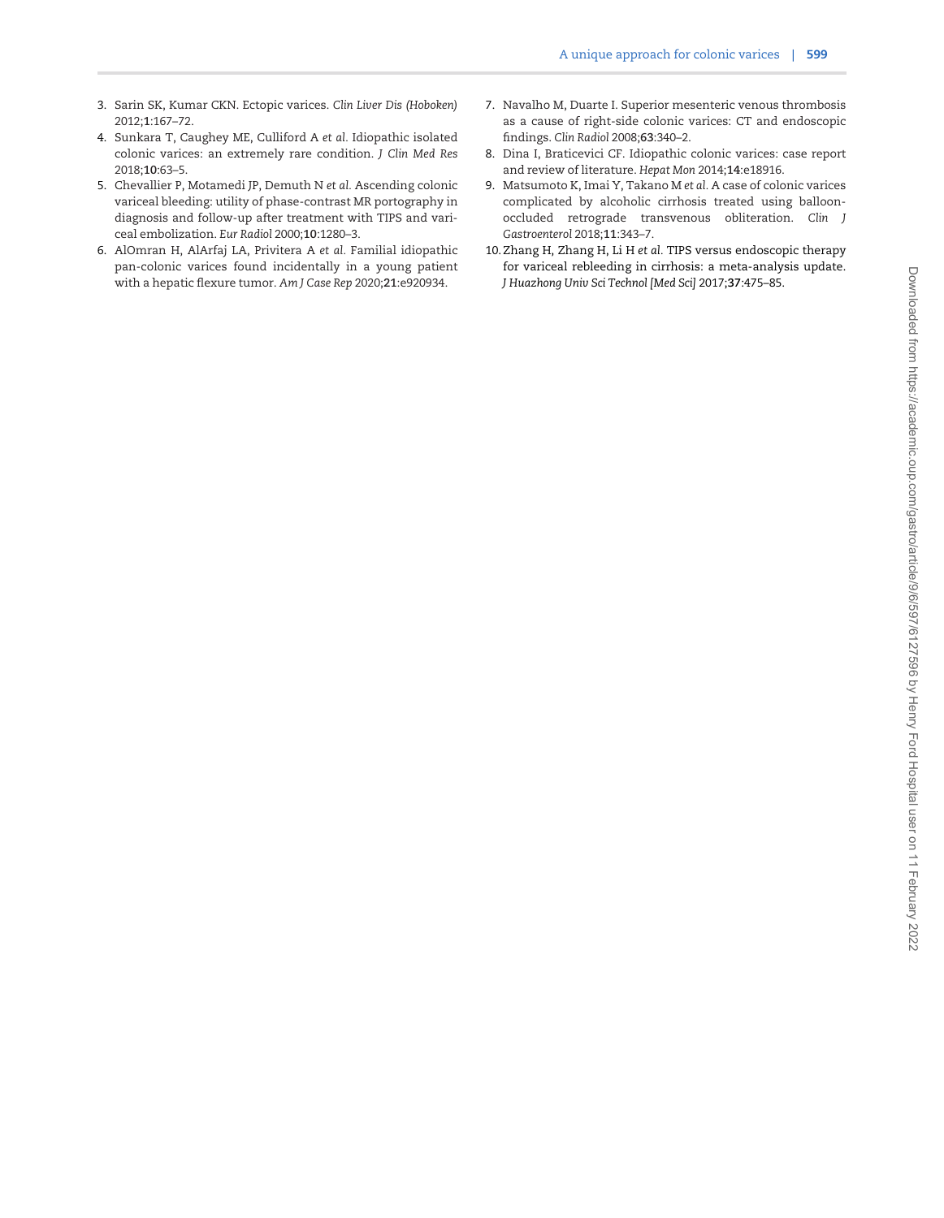3. Sarin SK, Kumar CKN. Ectopic varices. *Clin Liver Dis (Hoboken)* 2012;**1**:167–72.
4. Sunkara T, Caughey ME, Culliford A *et al.* Idiopathic isolated colonic varices: an extremely rare condition. *J Clin Med Res* 2018;**10**:63–5.
5. Chevallier P, Motamedi JP, Demuth N *et al.* Ascending colonic variceal bleeding: utility of phase-contrast MR portography in diagnosis and follow-up after treatment with TIPS and variceal embolization. *Eur Radiol* 2000;**10**:1280–3.
6. AlOmran H, AlArfaj LA, Privitera A *et al.* Familial idiopathic pan-colonic varices found incidentally in a young patient with a hepatic flexure tumor. *Am J Case Rep* 2020;**21**:e920934.
7. Navalho M, Duarte I. Superior mesenteric venous thrombosis as a cause of right-side colonic varices: CT and endoscopic findings. *Clin Radiol* 2008;**63**:340–2.
8. Dina I, Braticevici CF. Idiopathic colonic varices: case report and review of literature. *Hepat Mon* 2014;**14**:e18916.
9. Matsumoto K, Imai Y, Takano M *et al.* A case of colonic varices complicated by alcoholic cirrhosis treated using balloon-occluded retrograde transvenous obliteration. *Clin J Gastroenterol* 2018;**11**:343–7.
10. Zhang H, Zhang H, Li H *et al.* TIPS versus endoscopic therapy for variceal rebleeding in cirrhosis: a meta-analysis update. *J Huazhong Univ Sci Technol [Med Sci]* 2017;**37**:475–85.